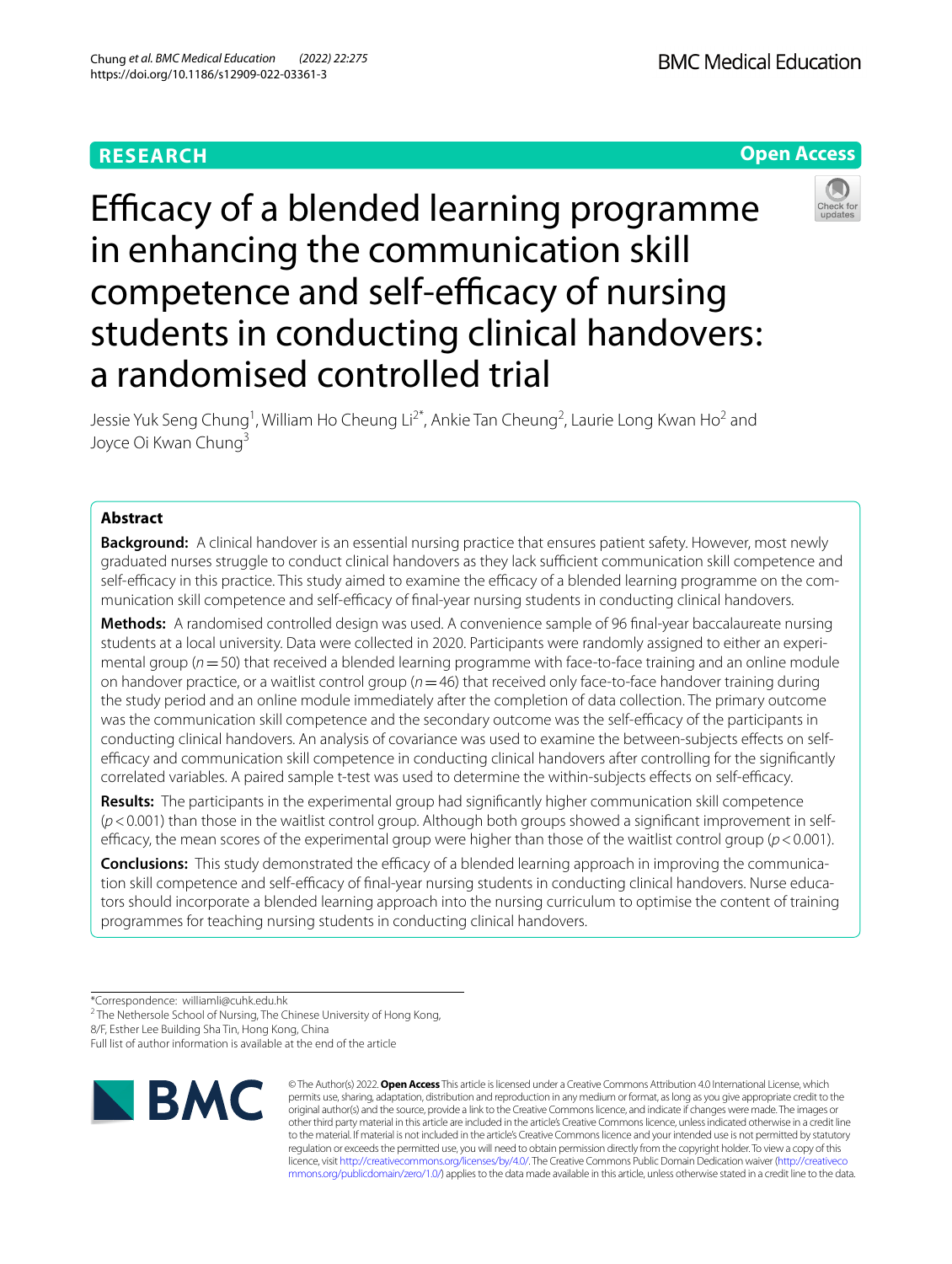RESEARCH

Open Access

# Efficacy of a blended learning programme in enhancing the communication skill competence and self-efficacy of nursing students in conducting clinical handovers: a randomised controlled trial

Jessie Yuk Seng Chung[1], William Ho Cheung Li[2*], Ankie Tan Cheung[2], Laurie Long Kwan Ho[2] and Joyce Oi Kwan Chung[3]

## Abstract

**Background:** A clinical handover is an essential nursing practice that ensures patient safety. However, most newly graduated nurses struggle to conduct clinical handovers as they lack sufficient communication skill competence and self-efficacy in this practice. This study aimed to examine the efficacy of a blended learning programme on the communication skill competence and self-efficacy of final-year nursing students in conducting clinical handovers.

**Methods:** A randomised controlled design was used. A convenience sample of 96 final-year baccalaureate nursing students at a local university. Data were collected in 2020. Participants were randomly assigned to either an experimental group ($n = 50$) that received a blended learning programme with face-to-face training and an online module on handover practice, or a waitlist control group ($n = 46$) that received only face-to-face handover training during the study period and an online module immediately after the completion of data collection. The primary outcome was the communication skill competence and the secondary outcome was the self-efficacy of the participants in conducting clinical handovers. An analysis of covariance was used to examine the between-subjects effects on self-efficacy and communication skill competence in conducting clinical handovers after controlling for the significantly correlated variables. A paired sample t-test was used to determine the within-subjects effects on self-efficacy.

**Results:** The participants in the experimental group had significantly higher communication skill competence ($p < 0.001$) than those in the waitlist control group. Although both groups showed a significant improvement in self-efficacy, the mean scores of the experimental group were higher than those of the waitlist control group ($p < 0.001$).

**Conclusions:** This study demonstrated the efficacy of a blended learning approach in improving the communication skill competence and self-efficacy of final-year nursing students in conducting clinical handovers. Nurse educators should incorporate a blended learning approach into the nursing curriculum to optimise the content of training programmes for teaching nursing students in conducting clinical handovers.

*Correspondence: williamli@cuhk.edu.hk
[2] The Nethersole School of Nursing, The Chinese University of Hong Kong, 8/F, Esther Lee Building Sha Tin, Hong Kong, China
Full list of author information is available at the end of the article

© The Author(s) 2022. **Open Access** This article is licensed under a Creative Commons Attribution 4.0 International License, which permits use, sharing, adaptation, distribution and reproduction in any medium or format, as long as you give appropriate credit to the original author(s) and the source, provide a link to the Creative Commons licence, and indicate if changes were made. The images or other third party material in this article are included in the article's Creative Commons licence, unless indicated otherwise in a credit line to the material. If material is not included in the article's Creative Commons licence and your intended use is not permitted by statutory regulation or exceeds the permitted use, you will need to obtain permission directly from the copyright holder. To view a copy of this licence, visit http://creativecommons.org/licenses/by/4.0/. The Creative Commons Public Domain Dedication waiver (http://creativecommons.org/publicdomain/zero/1.0/) applies to the data made available in this article, unless otherwise stated in a credit line to the data.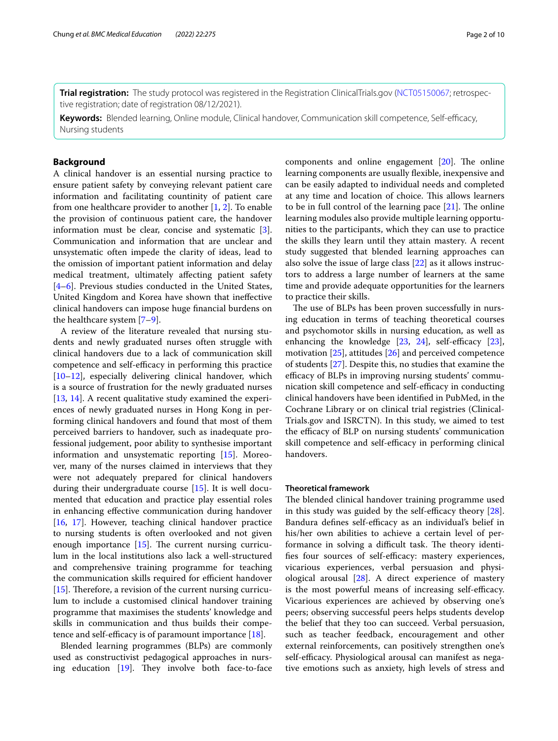**Trial registration:** The study protocol was registered in the Registration ClinicalTrials.gov (NCT05150067; retrospective registration; date of registration 08/12/2021).

**Keywords:** Blended learning, Online module, Clinical handover, Communication skill competence, Self-efficacy, Nursing students

## Background

A clinical handover is an essential nursing practice to ensure patient safety by conveying relevant patient care information and facilitating countinity of patient care from one healthcare provider to another [1, 2]. To enable the provision of continuous patient care, the handover information must be clear, concise and systematic [3]. Communication and information that are unclear and unsystematic often impede the clarity of ideas, lead to the omission of important patient information and delay medical treatment, ultimately affecting patient safety [4–6]. Previous studies conducted in the United States, United Kingdom and Korea have shown that ineffective clinical handovers can impose huge financial burdens on the healthcare system [7–9].

A review of the literature revealed that nursing students and newly graduated nurses often struggle with clinical handovers due to a lack of communication skill competence and self-efficacy in performing this practice [10–12], especially delivering clinical handover, which is a source of frustration for the newly graduated nurses [13, 14]. A recent qualitative study examined the experiences of newly graduated nurses in Hong Kong in performing clinical handovers and found that most of them perceived barriers to handover, such as inadequate professional judgement, poor ability to synthesise important information and unsystematic reporting [15]. Moreover, many of the nurses claimed in interviews that they were not adequately prepared for clinical handovers during their undergraduate course [15]. It is well documented that education and practice play essential roles in enhancing effective communication during handover [16, 17]. However, teaching clinical handover practice to nursing students is often overlooked and not given enough importance [15]. The current nursing curriculum in the local institutions also lack a well-structured and comprehensive training programme for teaching the communication skills required for efficient handover [15]. Therefore, a revision of the current nursing curriculum to include a customised clinical handover training programme that maximises the students' knowledge and skills in communication and thus builds their competence and self-efficacy is of paramount importance [18].

Blended learning programmes (BLPs) are commonly used as constructivist pedagogical approaches in nursing education [19]. They involve both face-to-face components and online engagement [20]. The online learning components are usually flexible, inexpensive and can be easily adapted to individual needs and completed at any time and location of choice. This allows learners to be in full control of the learning pace [21]. The online learning modules also provide multiple learning opportunities to the participants, which they can use to practice the skills they learn until they attain mastery. A recent study suggested that blended learning approaches can also solve the issue of large class [22] as it allows instructors to address a large number of learners at the same time and provide adequate opportunities for the learners to practice their skills.

The use of BLPs has been proven successfully in nursing education in terms of teaching theoretical courses and psychomotor skills in nursing education, as well as enhancing the knowledge [23, 24], self-efficacy [23], motivation [25], attitudes [26] and perceived competence of students [27]. Despite this, no studies that examine the efficacy of BLPs in improving nursing students' communication skill competence and self-efficacy in conducting clinical handovers have been identified in PubMed, in the Cochrane Library or on clinical trial registries (ClinicalTrials.gov and ISRCTN). In this study, we aimed to test the efficacy of BLP on nursing students' communication skill competence and self-efficacy in performing clinical handovers.

### Theoretical framework

The blended clinical handover training programme used in this study was guided by the self-efficacy theory [28]. Bandura defines self-efficacy as an individual's belief in his/her own abilities to achieve a certain level of performance in solving a difficult task. The theory identifies four sources of self-efficacy: mastery experiences, vicarious experiences, verbal persuasion and physiological arousal [28]. A direct experience of mastery is the most powerful means of increasing self-efficacy. Vicarious experiences are achieved by observing one's peers; observing successful peers helps students develop the belief that they too can succeed. Verbal persuasion, such as teacher feedback, encouragement and other external reinforcements, can positively strengthen one's self-efficacy. Physiological arousal can manifest as negative emotions such as anxiety, high levels of stress and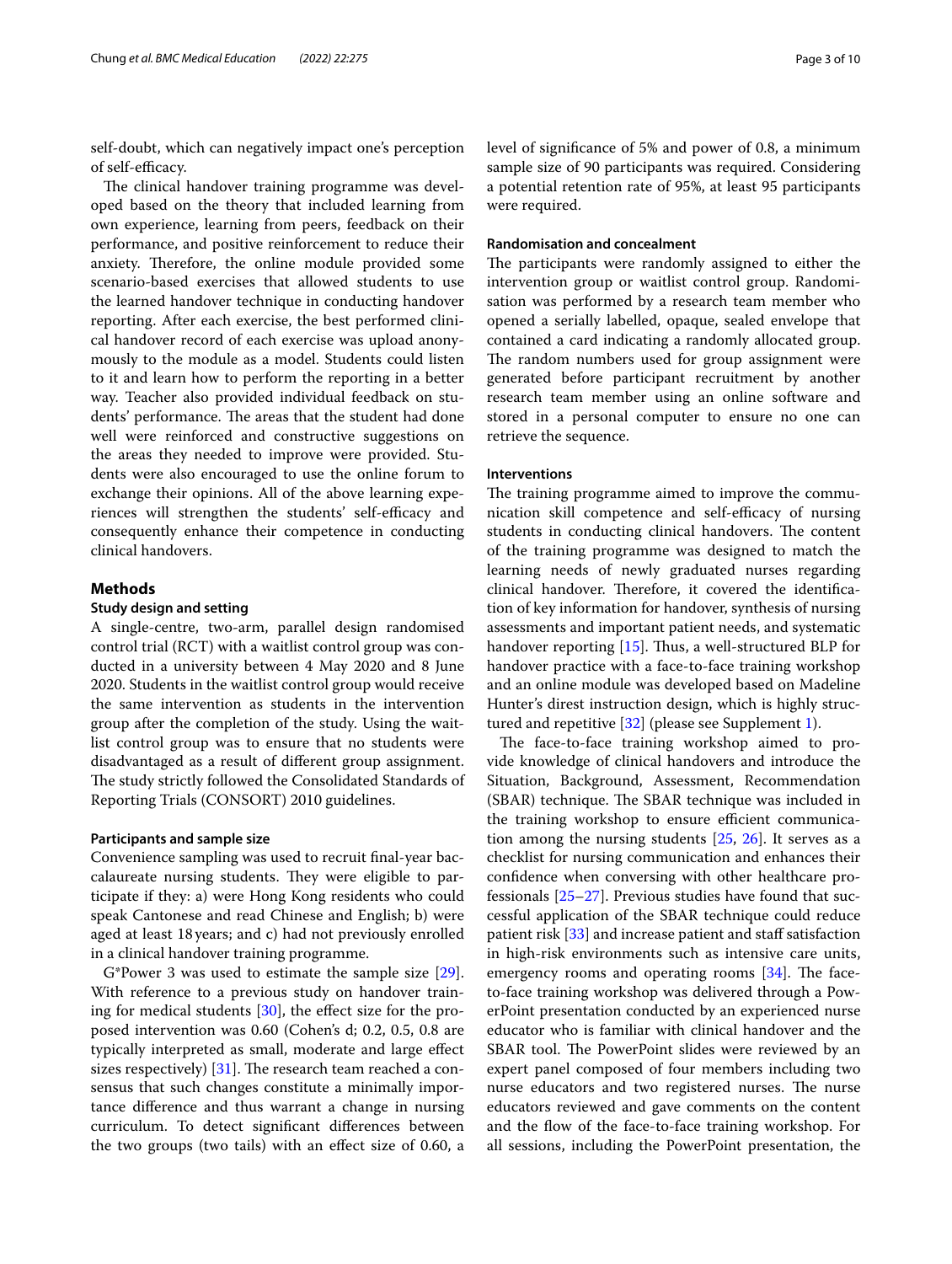self-doubt, which can negatively impact one's perception of self-efficacy.

The clinical handover training programme was developed based on the theory that included learning from own experience, learning from peers, feedback on their performance, and positive reinforcement to reduce their anxiety. Therefore, the online module provided some scenario-based exercises that allowed students to use the learned handover technique in conducting handover reporting. After each exercise, the best performed clinical handover record of each exercise was upload anonymously to the module as a model. Students could listen to it and learn how to perform the reporting in a better way. Teacher also provided individual feedback on students' performance. The areas that the student had done well were reinforced and constructive suggestions on the areas they needed to improve were provided. Students were also encouraged to use the online forum to exchange their opinions. All of the above learning experiences will strengthen the students' self-efficacy and consequently enhance their competence in conducting clinical handovers.

## Methods

### Study design and setting

A single-centre, two-arm, parallel design randomised control trial (RCT) with a waitlist control group was conducted in a university between 4 May 2020 and 8 June 2020. Students in the waitlist control group would receive the same intervention as students in the intervention group after the completion of the study. Using the waitlist control group was to ensure that no students were disadvantaged as a result of different group assignment. The study strictly followed the Consolidated Standards of Reporting Trials (CONSORT) 2010 guidelines.

#### Participants and sample size

Convenience sampling was used to recruit final-year baccalaureate nursing students. They were eligible to participate if they: a) were Hong Kong residents who could speak Cantonese and read Chinese and English; b) were aged at least 18 years; and c) had not previously enrolled in a clinical handover training programme.

G*Power 3 was used to estimate the sample size [29]. With reference to a previous study on handover training for medical students [30], the effect size for the proposed intervention was 0.60 (Cohen's d; 0.2, 0.5, 0.8 are typically interpreted as small, moderate and large effect sizes respectively) [31]. The research team reached a consensus that such changes constitute a minimally importance difference and thus warrant a change in nursing curriculum. To detect significant differences between the two groups (two tails) with an effect size of 0.60, a level of significance of 5% and power of 0.8, a minimum sample size of 90 participants was required. Considering a potential retention rate of 95%, at least 95 participants were required.

#### Randomisation and concealment

The participants were randomly assigned to either the intervention group or waitlist control group. Randomisation was performed by a research team member who opened a serially labelled, opaque, sealed envelope that contained a card indicating a randomly allocated group. The random numbers used for group assignment were generated before participant recruitment by another research team member using an online software and stored in a personal computer to ensure no one can retrieve the sequence.

#### Interventions

The training programme aimed to improve the communication skill competence and self-efficacy of nursing students in conducting clinical handovers. The content of the training programme was designed to match the learning needs of newly graduated nurses regarding clinical handover. Therefore, it covered the identification of key information for handover, synthesis of nursing assessments and important patient needs, and systematic handover reporting [15]. Thus, a well-structured BLP for handover practice with a face-to-face training workshop and an online module was developed based on Madeline Hunter's direst instruction design, which is highly structured and repetitive [32] (please see Supplement 1).

The face-to-face training workshop aimed to provide knowledge of clinical handovers and introduce the Situation, Background, Assessment, Recommendation (SBAR) technique. The SBAR technique was included in the training workshop to ensure efficient communication among the nursing students [25, 26]. It serves as a checklist for nursing communication and enhances their confidence when conversing with other healthcare professionals [25–27]. Previous studies have found that successful application of the SBAR technique could reduce patient risk [33] and increase patient and staff satisfaction in high-risk environments such as intensive care units, emergency rooms and operating rooms [34]. The face-to-face training workshop was delivered through a PowerPoint presentation conducted by an experienced nurse educator who is familiar with clinical handover and the SBAR tool. The PowerPoint slides were reviewed by an expert panel composed of four members including two nurse educators and two registered nurses. The nurse educators reviewed and gave comments on the content and the flow of the face-to-face training workshop. For all sessions, including the PowerPoint presentation, the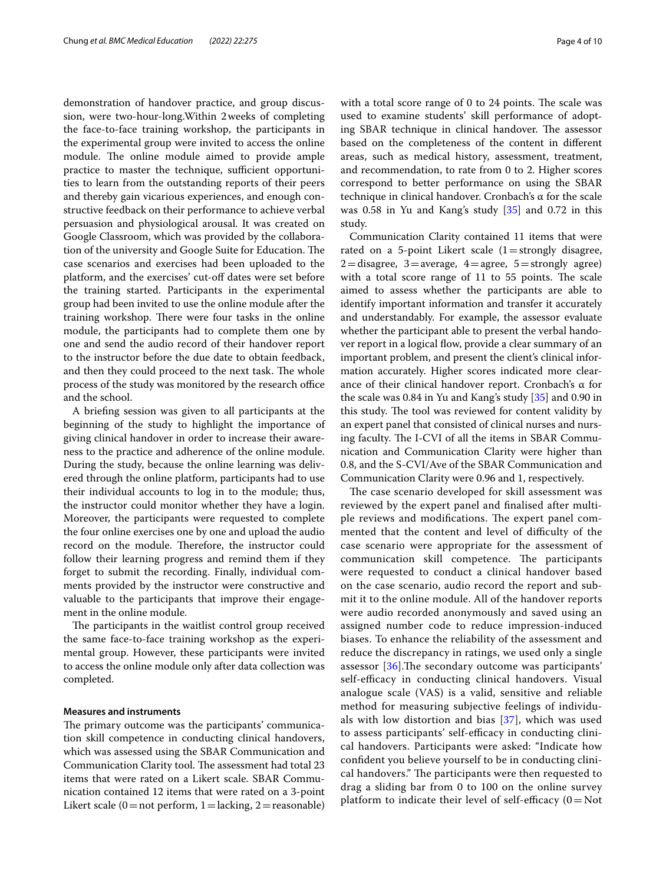demonstration of handover practice, and group discussion, were two-hour-long.Within 2 weeks of completing the face-to-face training workshop, the participants in the experimental group were invited to access the online module. The online module aimed to provide ample practice to master the technique, sufficient opportunities to learn from the outstanding reports of their peers and thereby gain vicarious experiences, and enough constructive feedback on their performance to achieve verbal persuasion and physiological arousal. It was created on Google Classroom, which was provided by the collaboration of the university and Google Suite for Education. The case scenarios and exercises had been uploaded to the platform, and the exercises' cut-off dates were set before the training started. Participants in the experimental group had been invited to use the online module after the training workshop. There were four tasks in the online module, the participants had to complete them one by one and send the audio record of their handover report to the instructor before the due date to obtain feedback, and then they could proceed to the next task. The whole process of the study was monitored by the research office and the school.

A briefing session was given to all participants at the beginning of the study to highlight the importance of giving clinical handover in order to increase their awareness to the practice and adherence of the online module. During the study, because the online learning was delivered through the online platform, participants had to use their individual accounts to log in to the module; thus, the instructor could monitor whether they have a login. Moreover, the participants were requested to complete the four online exercises one by one and upload the audio record on the module. Therefore, the instructor could follow their learning progress and remind them if they forget to submit the recording. Finally, individual comments provided by the instructor were constructive and valuable to the participants that improve their engagement in the online module.

The participants in the waitlist control group received the same face-to-face training workshop as the experimental group. However, these participants were invited to access the online module only after data collection was completed.

#### Measures and instruments

The primary outcome was the participants' communication skill competence in conducting clinical handovers, which was assessed using the SBAR Communication and Communication Clarity tool. The assessment had total 23 items that were rated on a Likert scale. SBAR Communication contained 12 items that were rated on a 3-point Likert scale (0 = not perform, 1 = lacking, 2 = reasonable) with a total score range of 0 to 24 points. The scale was used to examine students' skill performance of adopting SBAR technique in clinical handover. The assessor based on the completeness of the content in different areas, such as medical history, assessment, treatment, and recommendation, to rate from 0 to 2. Higher scores correspond to better performance on using the SBAR technique in clinical handover. Cronbach's α for the scale was 0.58 in Yu and Kang's study [35] and 0.72 in this study.

Communication Clarity contained 11 items that were rated on a 5-point Likert scale (1 = strongly disagree, 2 = disagree, 3 = average, 4 = agree, 5 = strongly agree) with a total score range of 11 to 55 points. The scale aimed to assess whether the participants are able to identify important information and transfer it accurately and understandably. For example, the assessor evaluate whether the participant able to present the verbal handover report in a logical flow, provide a clear summary of an important problem, and present the client's clinical information accurately. Higher scores indicated more clearance of their clinical handover report. Cronbach's α for the scale was 0.84 in Yu and Kang's study [35] and 0.90 in this study. The tool was reviewed for content validity by an expert panel that consisted of clinical nurses and nursing faculty. The I-CVI of all the items in SBAR Communication and Communication Clarity were higher than 0.8, and the S-CVI/Ave of the SBAR Communication and Communication Clarity were 0.96 and 1, respectively.

The case scenario developed for skill assessment was reviewed by the expert panel and finalised after multiple reviews and modifications. The expert panel commented that the content and level of difficulty of the case scenario were appropriate for the assessment of communication skill competence. The participants were requested to conduct a clinical handover based on the case scenario, audio record the report and submit it to the online module. All of the handover reports were audio recorded anonymously and saved using an assigned number code to reduce impression-induced biases. To enhance the reliability of the assessment and reduce the discrepancy in ratings, we used only a single assessor [36].The secondary outcome was participants' self-efficacy in conducting clinical handovers. Visual analogue scale (VAS) is a valid, sensitive and reliable method for measuring subjective feelings of individuals with low distortion and bias [37], which was used to assess participants' self-efficacy in conducting clinical handovers. Participants were asked: "Indicate how confident you believe yourself to be in conducting clinical handovers." The participants were then requested to drag a sliding bar from 0 to 100 on the online survey platform to indicate their level of self-efficacy (0 = Not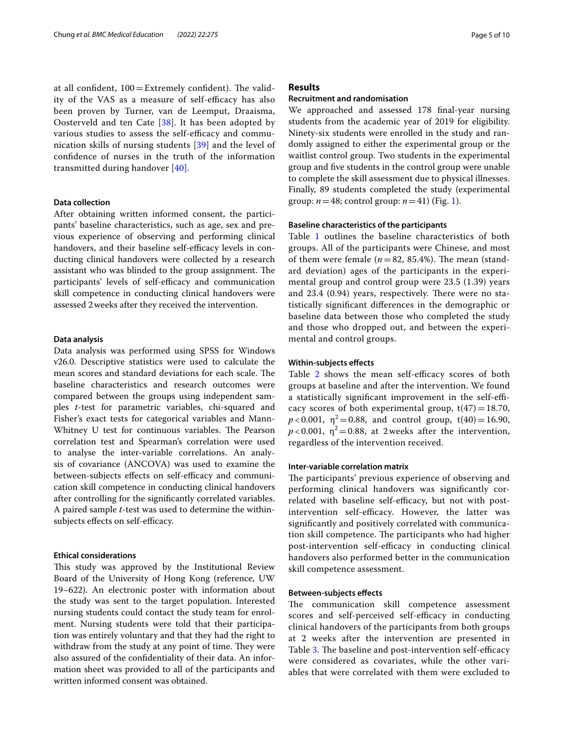at all confident, 100 = Extremely confident). The validity of the VAS as a measure of self-efficacy has also been proven by Turner, van de Leemput, Draaisma, Oosterveld and ten Cate [38]. It has been adopted by various studies to assess the self-efficacy and communication skills of nursing students [39] and the level of confidence of nurses in the truth of the information transmitted during handover [40].

### Data collection

After obtaining written informed consent, the participants' baseline characteristics, such as age, sex and previous experience of observing and performing clinical handovers, and their baseline self-efficacy levels in conducting clinical handovers were collected by a research assistant who was blinded to the group assignment. The participants' levels of self-efficacy and communication skill competence in conducting clinical handovers were assessed 2 weeks after they received the intervention.

### Data analysis

Data analysis was performed using SPSS for Windows v26.0. Descriptive statistics were used to calculate the mean scores and standard deviations for each scale. The baseline characteristics and research outcomes were compared between the groups using independent samples *t*-test for parametric variables, chi-squared and Fisher's exact tests for categorical variables and Mann-Whitney U test for continuous variables. The Pearson correlation test and Spearman's correlation were used to analyse the inter-variable correlations. An analysis of covariance (ANCOVA) was used to examine the between-subjects effects on self-efficacy and communication skill competence in conducting clinical handovers after controlling for the significantly correlated variables. A paired sample *t*-test was used to determine the within-subjects effects on self-efficacy.

### Ethical considerations

This study was approved by the Institutional Review Board of the University of Hong Kong (reference, UW 19–622). An electronic poster with information about the study was sent to the target population. Interested nursing students could contact the study team for enrolment. Nursing students were told that their participation was entirely voluntary and that they had the right to withdraw from the study at any point of time. They were also assured of the confidentiality of their data. An information sheet was provided to all of the participants and written informed consent was obtained.

## Results

### Recruitment and randomisation

We approached and assessed 178 final-year nursing students from the academic year of 2019 for eligibility. Ninety-six students were enrolled in the study and randomly assigned to either the experimental group or the waitlist control group. Two students in the experimental group and five students in the control group were unable to complete the skill assessment due to physical illnesses. Finally, 89 students completed the study (experimental group: $n = 48$; control group: $n = 41$) (Fig. 1).

### Baseline characteristics of the participants

Table 1 outlines the baseline characteristics of both groups. All of the participants were Chinese, and most of them were female ($n = 82$, 85.4%). The mean (standard deviation) ages of the participants in the experimental group and control group were 23.5 (1.39) years and 23.4 (0.94) years, respectively. There were no statistically significant differences in the demographic or baseline data between those who completed the study and those who dropped out, and between the experimental and control groups.

### Within-subjects effects

Table 2 shows the mean self-efficacy scores of both groups at baseline and after the intervention. We found a statistically significant improvement in the self-efficacy scores of both experimental group, $t(47) = 18.70$, $p < 0.001$, $\eta^2 = 0.88$, and control group, $t(40) = 16.90$, $p < 0.001$, $\eta^2 = 0.88$, at 2 weeks after the intervention, regardless of the intervention received.

### Inter-variable correlation matrix

The participants' previous experience of observing and performing clinical handovers was significantly correlated with baseline self-efficacy, but not with post-intervention self-efficacy. However, the latter was significantly and positively correlated with communication skill competence. The participants who had higher post-intervention self-efficacy in conducting clinical handovers also performed better in the communication skill competence assessment.

### Between-subjects effects

The communication skill competence assessment scores and self-perceived self-efficacy in conducting clinical handovers of the participants from both groups at 2 weeks after the intervention are presented in Table 3. The baseline and post-intervention self-efficacy were considered as covariates, while the other variables that were correlated with them were excluded to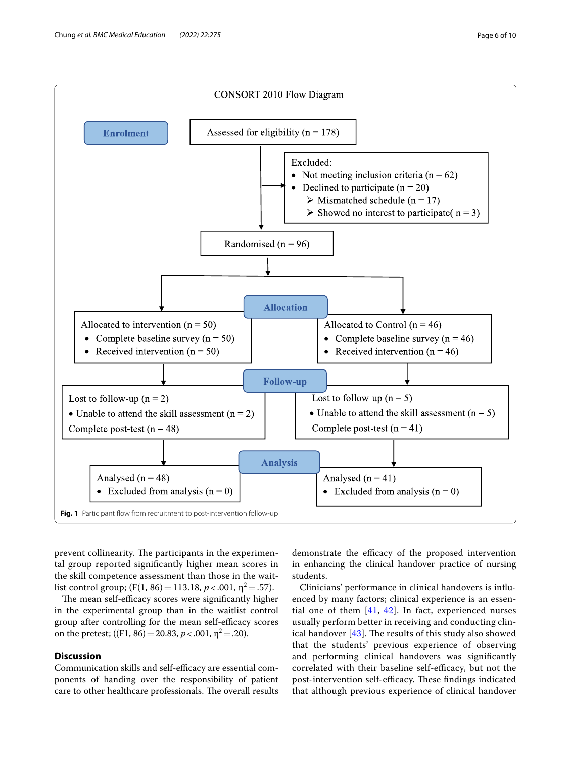CONSORT 2010 Flow Diagram

**Enrolment**

Assessed for eligibility (n = 178)

Excluded:
- Not meeting inclusion criteria (n = 62)
- Declined to participate (n = 20)
  - Mismatched schedule (n = 17)
  - Showed no interest to participate( n = 3)

Randomised (n = 96)

**Allocation**

Allocated to intervention (n = 50)
- Complete baseline survey (n = 50)
- Received intervention (n = 50)

Allocated to Control (n = 46)
- Complete baseline survey (n = 46)
- Received intervention (n = 46)

**Follow-up**

Lost to follow-up (n = 2)
- Unable to attend the skill assessment (n = 2)

Complete post-test (n = 48)

Lost to follow-up (n = 5)
- Unable to attend the skill assessment (n = 5)

Complete post-test (n = 41)

**Analysis**

Analysed (n = 48)
- Excluded from analysis (n = 0)

Analysed (n = 41)
- Excluded from analysis (n = 0)

**Fig. 1** Participant flow from recruitment to post-intervention follow-up

prevent collinearity. The participants in the experimental group reported significantly higher mean scores in the skill competence assessment than those in the wait-list control group; (F(1, 86) = 113.18, $p < .001$, $\eta^2 = .57$).

The mean self-efficacy scores were significantly higher in the experimental group than in the waitlist control group after controlling for the mean self-efficacy scores on the pretest; ((F1, 86) = 20.83, $p < .001$, $\eta^2 = .20$).

## Discussion

Communication skills and self-efficacy are essential components of handing over the responsibility of patient care to other healthcare professionals. The overall results demonstrate the efficacy of the proposed intervention in enhancing the clinical handover practice of nursing students.

Clinicians' performance in clinical handovers is influenced by many factors; clinical experience is an essential one of them [41, 42]. In fact, experienced nurses usually perform better in receiving and conducting clinical handover [43]. The results of this study also showed that the students' previous experience of observing and performing clinical handovers was significantly correlated with their baseline self-efficacy, but not the post-intervention self-efficacy. These findings indicated that although previous experience of clinical handover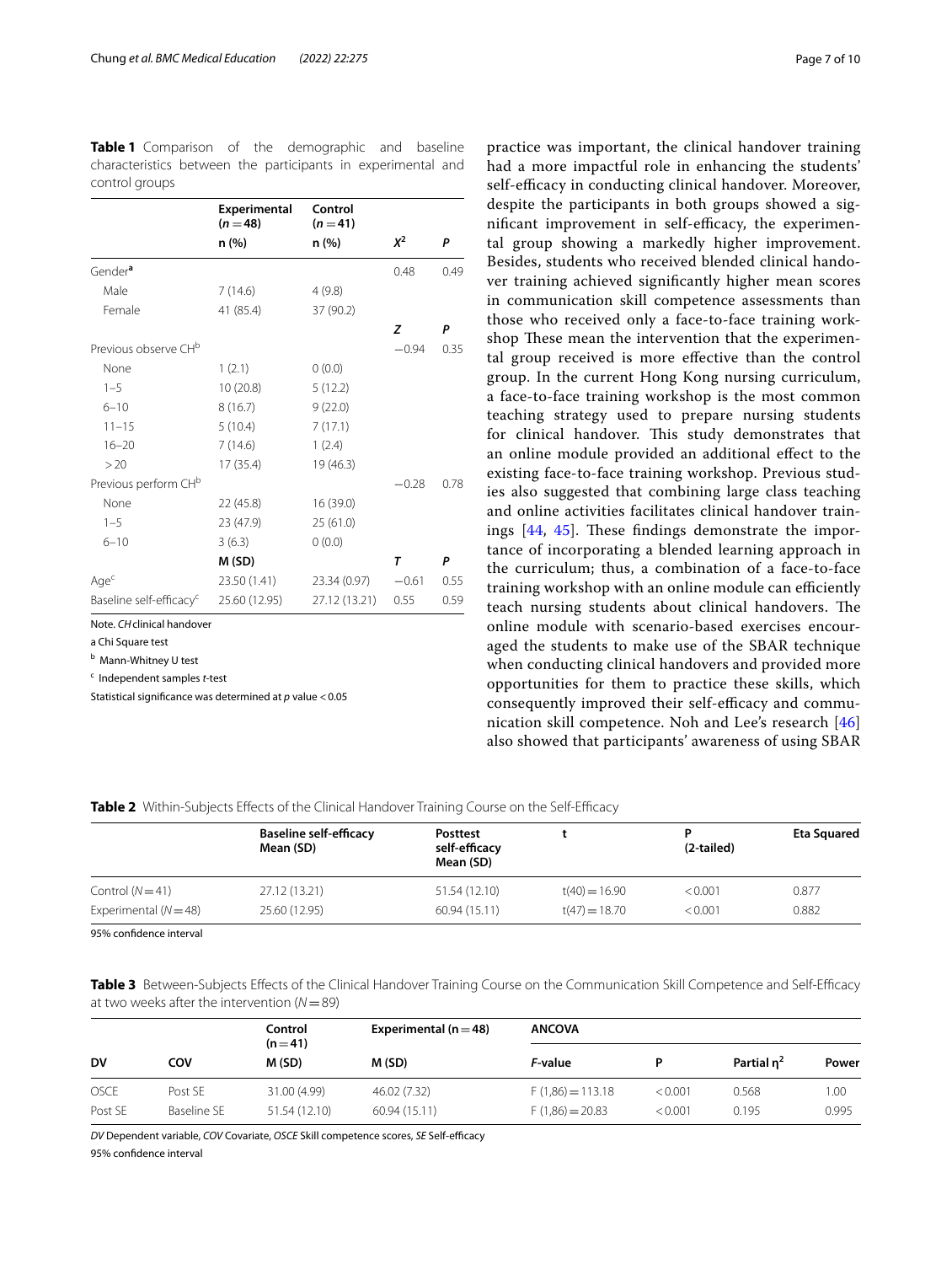**Table 1** Comparison of the demographic and baseline characteristics between the participants in experimental and control groups

| | Experimental ($n=48$) | Control ($n=41$) | | |
|---|---|---|---|---|
| | n (%) | n (%) | $X^2$ | *P* |
| Gender[a] | | | 0.48 | 0.49 |
| Male | 7 (14.6) | 4 (9.8) | | |
| Female | 41 (85.4) | 37 (90.2) | | |
| | | | *Z* | *P* |
| Previous observe CH[b] | | | −0.94 | 0.35 |
| None | 1 (2.1) | 0 (0.0) | | |
| 1–5 | 10 (20.8) | 5 (12.2) | | |
| 6–10 | 8 (16.7) | 9 (22.0) | | |
| 11–15 | 5 (10.4) | 7 (17.1) | | |
| 16–20 | 7 (14.6) | 1 (2.4) | | |
| > 20 | 17 (35.4) | 19 (46.3) | | |
| Previous perform CH[b] | | | −0.28 | 0.78 |
| None | 22 (45.8) | 16 (39.0) | | |
| 1–5 | 23 (47.9) | 25 (61.0) | | |
| 6–10 | 3 (6.3) | 0 (0.0) | | |
| | M (SD) | | *T* | *P* |
| Age[c] | 23.50 (1.41) | 23.34 (0.97) | −0.61 | 0.55 |
| Baseline self-efficacy[c] | 25.60 (12.95) | 27.12 (13.21) | 0.55 | 0.59 |

Note. *CH* clinical handover

a Chi Square test

[b] Mann-Whitney U test

[c] Independent samples *t*-test

Statistical significance was determined at $p$ value < 0.05

practice was important, the clinical handover training had a more impactful role in enhancing the students' self-efficacy in conducting clinical handover. Moreover, despite the participants in both groups showed a significant improvement in self-efficacy, the experimental group showing a markedly higher improvement. Besides, students who received blended clinical handover training achieved significantly higher mean scores in communication skill competence assessments than those who received only a face-to-face training workshop These mean the intervention that the experimental group received is more effective than the control group. In the current Hong Kong nursing curriculum, a face-to-face training workshop is the most common teaching strategy used to prepare nursing students for clinical handover. This study demonstrates that an online module provided an additional effect to the existing face-to-face training workshop. Previous studies also suggested that combining large class teaching and online activities facilitates clinical handover trainings [44, 45]. These findings demonstrate the importance of incorporating a blended learning approach in the curriculum; thus, a combination of a face-to-face training workshop with an online module can efficiently teach nursing students about clinical handovers. The online module with scenario-based exercises encouraged the students to make use of the SBAR technique when conducting clinical handovers and provided more opportunities for them to practice these skills, which consequently improved their self-efficacy and communication skill competence. Noh and Lee's research [46] also showed that participants' awareness of using SBAR

**Table 2** Within-Subjects Effects of the Clinical Handover Training Course on the Self-Efficacy

| | Baseline self-efficacy Mean (SD) | Posttest self-efficacy Mean (SD) | t | P (2-tailed) | Eta Squared |
|---|---|---|---|---|---|
| Control ($N=41$) | 27.12 (13.21) | 51.54 (12.10) | $t(40)=16.90$ | < 0.001 | 0.877 |
| Experimental ($N=48$) | 25.60 (12.95) | 60.94 (15.11) | $t(47)=18.70$ | < 0.001 | 0.882 |

95% confidence interval

**Table 3** Between-Subjects Effects of the Clinical Handover Training Course on the Communication Skill Competence and Self-Efficacy at two weeks after the intervention ($N=89$)

| DV | COV | Control (n = 41) M (SD) | Experimental (n = 48) M (SD) | ANCOVA *F*-value | P | Partial $\eta^2$ | Power |
|---|---|---|---|---|---|---|---|
| OSCE | Post SE | 31.00 (4.99) | 46.02 (7.32) | $F(1,86)=113.18$ | < 0.001 | 0.568 | 1.00 |
| Post SE | Baseline SE | 51.54 (12.10) | 60.94 (15.11) | $F(1,86)=20.83$ | < 0.001 | 0.195 | 0.995 |

*DV* Dependent variable, *COV* Covariate, *OSCE* Skill competence scores, *SE* Self-efficacy

95% confidence interval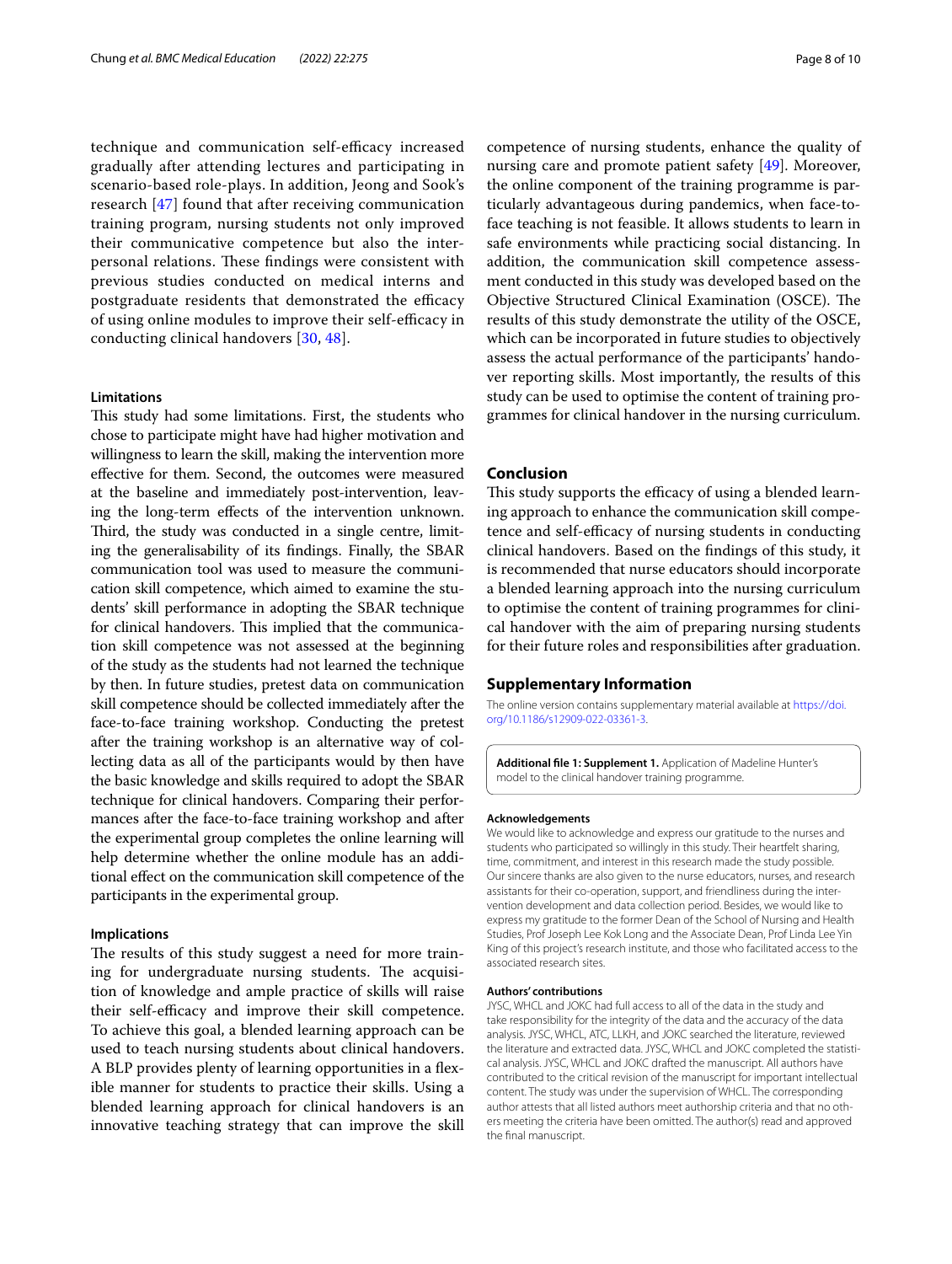technique and communication self-efficacy increased gradually after attending lectures and participating in scenario-based role-plays. In addition, Jeong and Sook's research [47] found that after receiving communication training program, nursing students not only improved their communicative competence but also the interpersonal relations. These findings were consistent with previous studies conducted on medical interns and postgraduate residents that demonstrated the efficacy of using online modules to improve their self-efficacy in conducting clinical handovers [30, 48].

### Limitations

This study had some limitations. First, the students who chose to participate might have had higher motivation and willingness to learn the skill, making the intervention more effective for them. Second, the outcomes were measured at the baseline and immediately post-intervention, leaving the long-term effects of the intervention unknown. Third, the study was conducted in a single centre, limiting the generalisability of its findings. Finally, the SBAR communication tool was used to measure the communication skill competence, which aimed to examine the students' skill performance in adopting the SBAR technique for clinical handovers. This implied that the communication skill competence was not assessed at the beginning of the study as the students had not learned the technique by then. In future studies, pretest data on communication skill competence should be collected immediately after the face-to-face training workshop. Conducting the pretest after the training workshop is an alternative way of collecting data as all of the participants would by then have the basic knowledge and skills required to adopt the SBAR technique for clinical handovers. Comparing their performances after the face-to-face training workshop and after the experimental group completes the online learning will help determine whether the online module has an additional effect on the communication skill competence of the participants in the experimental group.

### Implications

The results of this study suggest a need for more training for undergraduate nursing students. The acquisition of knowledge and ample practice of skills will raise their self-efficacy and improve their skill competence. To achieve this goal, a blended learning approach can be used to teach nursing students about clinical handovers. A BLP provides plenty of learning opportunities in a flexible manner for students to practice their skills. Using a blended learning approach for clinical handovers is an innovative teaching strategy that can improve the skill competence of nursing students, enhance the quality of nursing care and promote patient safety [49]. Moreover, the online component of the training programme is particularly advantageous during pandemics, when face-to-face teaching is not feasible. It allows students to learn in safe environments while practicing social distancing. In addition, the communication skill competence assessment conducted in this study was developed based on the Objective Structured Clinical Examination (OSCE). The results of this study demonstrate the utility of the OSCE, which can be incorporated in future studies to objectively assess the actual performance of the participants' handover reporting skills. Most importantly, the results of this study can be used to optimise the content of training programmes for clinical handover in the nursing curriculum.

## Conclusion

This study supports the efficacy of using a blended learning approach to enhance the communication skill competence and self-efficacy of nursing students in conducting clinical handovers. Based on the findings of this study, it is recommended that nurse educators should incorporate a blended learning approach into the nursing curriculum to optimise the content of training programmes for clinical handover with the aim of preparing nursing students for their future roles and responsibilities after graduation.

## Supplementary Information

The online version contains supplementary material available at https://doi.org/10.1186/s12909-022-03361-3.

**Additional file 1: Supplement 1.** Application of Madeline Hunter's model to the clinical handover training programme.

#### Acknowledgements

We would like to acknowledge and express our gratitude to the nurses and students who participated so willingly in this study. Their heartfelt sharing, time, commitment, and interest in this research made the study possible. Our sincere thanks are also given to the nurse educators, nurses, and research assistants for their co-operation, support, and friendliness during the intervention development and data collection period. Besides, we would like to express my gratitude to the former Dean of the School of Nursing and Health Studies, Prof Joseph Lee Kok Long and the Associate Dean, Prof Linda Lee Yin King of this project's research institute, and those who facilitated access to the associated research sites.

#### Authors' contributions

JYSC, WHCL and JOKC had full access to all of the data in the study and take responsibility for the integrity of the data and the accuracy of the data analysis. JYSC, WHCL, ATC, LLKH, and JOKC searched the literature, reviewed the literature and extracted data. JYSC, WHCL and JOKC completed the statistical analysis. JYSC, WHCL and JOKC drafted the manuscript. All authors have contributed to the critical revision of the manuscript for important intellectual content. The study was under the supervision of WHCL. The corresponding author attests that all listed authors meet authorship criteria and that no others meeting the criteria have been omitted. The author(s) read and approved the final manuscript.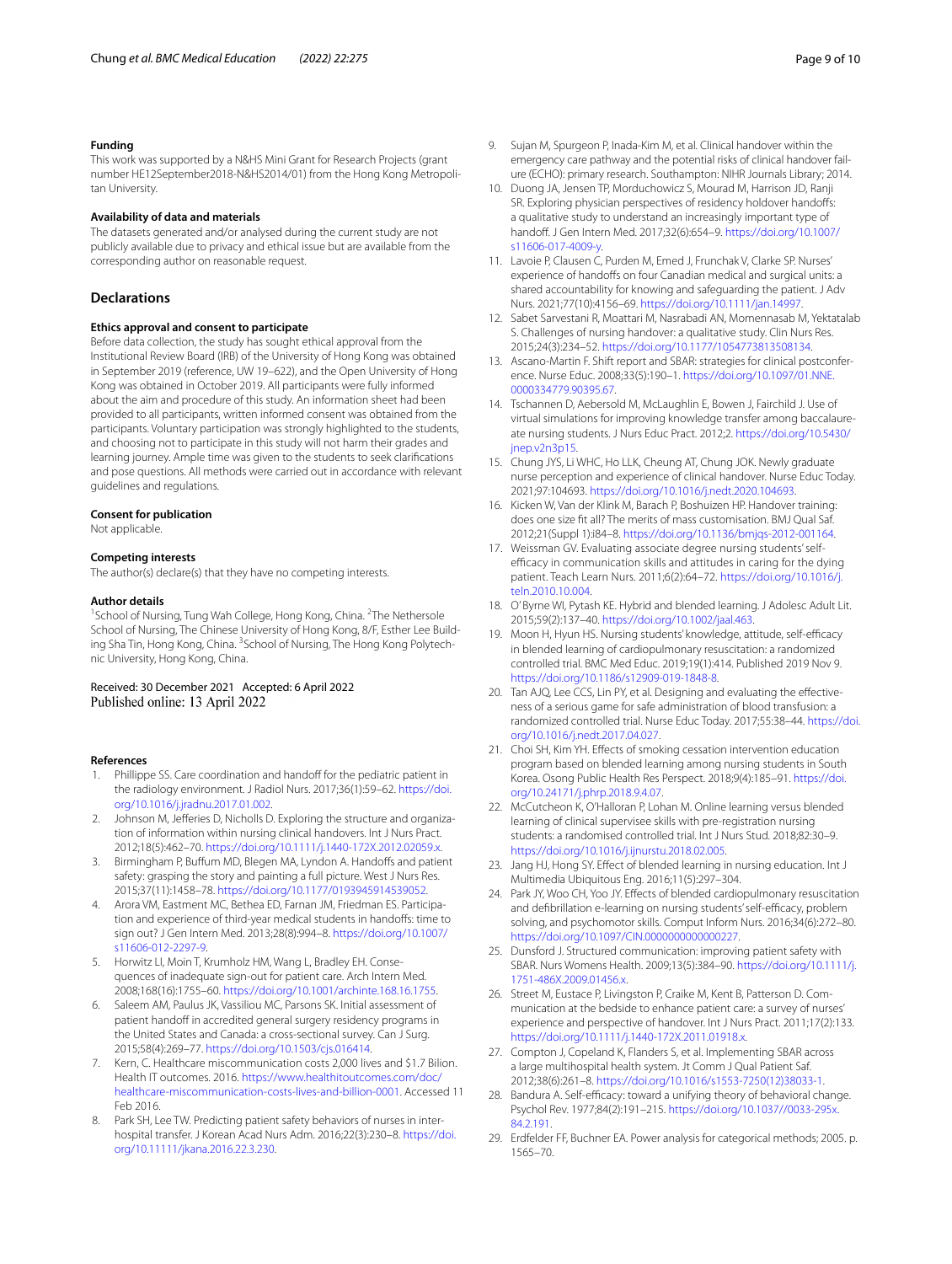#### Funding

This work was supported by a N&HS Mini Grant for Research Projects (grant number HE12September2018-N&HS2014/01) from the Hong Kong Metropolitan University.

#### Availability of data and materials

The datasets generated and/or analysed during the current study are not publicly available due to privacy and ethical issue but are available from the corresponding author on reasonable request.

## Declarations

#### Ethics approval and consent to participate

Before data collection, the study has sought ethical approval from the Institutional Review Board (IRB) of the University of Hong Kong was obtained in September 2019 (reference, UW 19–622), and the Open University of Hong Kong was obtained in October 2019. All participants were fully informed about the aim and procedure of this study. An information sheet had been provided to all participants, written informed consent was obtained from the participants. Voluntary participation was strongly highlighted to the students, and choosing not to participate in this study will not harm their grades and learning journey. Ample time was given to the students to seek clarifications and pose questions. All methods were carried out in accordance with relevant guidelines and regulations.

#### Consent for publication

Not applicable.

#### Competing interests

The author(s) declare(s) that they have no competing interests.

#### Author details

[1]School of Nursing, Tung Wah College, Hong Kong, China. [2]The Nethersole School of Nursing, The Chinese University of Hong Kong, 8/F, Esther Lee Building Sha Tin, Hong Kong, China. [3]School of Nursing, The Hong Kong Polytechnic University, Hong Kong, China.

Received: 30 December 2021 Accepted: 6 April 2022
Published online: 13 April 2022

#### References

1. Phillippe SS. Care coordination and handoff for the pediatric patient in the radiology environment. J Radiol Nurs. 2017;36(1):59–62. https://doi.org/10.1016/j.jradnu.2017.01.002.
2. Johnson M, Jefferies D, Nicholls D. Exploring the structure and organization of information within nursing clinical handovers. Int J Nurs Pract. 2012;18(5):462–70. https://doi.org/10.1111/j.1440-172X.2012.02059.x.
3. Birmingham P, Buffum MD, Blegen MA, Lyndon A. Handoffs and patient safety: grasping the story and painting a full picture. West J Nurs Res. 2015;37(11):1458–78. https://doi.org/10.1177/0193945914539052.
4. Arora VM, Eastment MC, Bethea ED, Farnan JM, Friedman ES. Participation and experience of third-year medical students in handoffs: time to sign out? J Gen Intern Med. 2013;28(8):994–8. https://doi.org/10.1007/s11606-012-2297-9.
5. Horwitz LI, Moin T, Krumholz HM, Wang L, Bradley EH. Consequences of inadequate sign-out for patient care. Arch Intern Med. 2008;168(16):1755–60. https://doi.org/10.1001/archinte.168.16.1755.
6. Saleem AM, Paulus JK, Vassiliou MC, Parsons SK. Initial assessment of patient handoff in accredited general surgery residency programs in the United States and Canada: a cross-sectional survey. Can J Surg. 2015;58(4):269–77. https://doi.org/10.1503/cjs.016414.
7. Kern, C. Healthcare miscommunication costs 2,000 lives and $1.7 Bilion. Health IT outcomes. 2016. https://www.healthitoutcomes.com/doc/healthcare-miscommunication-costs-lives-and-billion-0001. Accessed 11 Feb 2016.
8. Park SH, Lee TW. Predicting patient safety behaviors of nurses in interhospital transfer. J Korean Acad Nurs Adm. 2016;22(3):230–8. https://doi.org/10.11111/jkana.2016.22.3.230.
9. Sujan M, Spurgeon P, Inada-Kim M, et al. Clinical handover within the emergency care pathway and the potential risks of clinical handover failure (ECHO): primary research. Southampton: NIHR Journals Library; 2014.
10. Duong JA, Jensen TP, Morduchowicz S, Mourad M, Harrison JD, Ranji SR. Exploring physician perspectives of residency holdover handoffs: a qualitative study to understand an increasingly important type of handoff. J Gen Intern Med. 2017;32(6):654–9. https://doi.org/10.1007/s11606-017-4009-y.
11. Lavoie P, Clausen C, Purden M, Emed J, Frunchak V, Clarke SP. Nurses' experience of handoffs on four Canadian medical and surgical units: a shared accountability for knowing and safeguarding the patient. J Adv Nurs. 2021;77(10):4156–69. https://doi.org/10.1111/jan.14997.
12. Sabet Sarvestani R, Moattari M, Nasrabadi AN, Momennasab M, Yektatalab S. Challenges of nursing handover: a qualitative study. Clin Nurs Res. 2015;24(3):234–52. https://doi.org/10.1177/1054773813508134.
13. Ascano-Martin F. Shift report and SBAR: strategies for clinical postconference. Nurse Educ. 2008;33(5):190–1. https://doi.org/10.1097/01.NNE.0000334779.90395.67.
14. Tschannen D, Aebersold M, McLaughlin E, Bowen J, Fairchild J. Use of virtual simulations for improving knowledge transfer among baccalaureate nursing students. J Nurs Educ Pract. 2012;2. https://doi.org/10.5430/jnep.v2n3p15.
15. Chung JYS, Li WHC, Ho LLK, Cheung AT, Chung JOK. Newly graduate nurse perception and experience of clinical handover. Nurse Educ Today. 2021;97:104693. https://doi.org/10.1016/j.nedt.2020.104693.
16. Kicken W, Van der Klink M, Barach P, Boshuizen HP. Handover training: does one size fit all? The merits of mass customisation. BMJ Qual Saf. 2012;21(Suppl 1):i84–8. https://doi.org/10.1136/bmjqs-2012-001164.
17. Weissman GV. Evaluating associate degree nursing students' self-efficacy in communication skills and attitudes in caring for the dying patient. Teach Learn Nurs. 2011;6(2):64–72. https://doi.org/10.1016/j.teln.2010.10.004.
18. O'Byrne WI, Pytash KE. Hybrid and blended learning. J Adolesc Adult Lit. 2015;59(2):137–40. https://doi.org/10.1002/jaal.463.
19. Moon H, Hyun HS. Nursing students' knowledge, attitude, self-efficacy in blended learning of cardiopulmonary resuscitation: a randomized controlled trial. BMC Med Educ. 2019;19(1):414. Published 2019 Nov 9. https://doi.org/10.1186/s12909-019-1848-8.
20. Tan AJQ, Lee CCS, Lin PY, et al. Designing and evaluating the effectiveness of a serious game for safe administration of blood transfusion: a randomized controlled trial. Nurse Educ Today. 2017;55:38–44. https://doi.org/10.1016/j.nedt.2017.04.027.
21. Choi SH, Kim YH. Effects of smoking cessation intervention education program based on blended learning among nursing students in South Korea. Osong Public Health Res Perspect. 2018;9(4):185–91. https://doi.org/10.24171/j.phrp.2018.9.4.07.
22. McCutcheon K, O'Halloran P, Lohan M. Online learning versus blended learning of clinical supervisee skills with pre-registration nursing students: a randomised controlled trial. Int J Nurs Stud. 2018;82:30–9. https://doi.org/10.1016/j.ijnurstu.2018.02.005.
23. Jang HJ, Hong SY. Effect of blended learning in nursing education. Int J Multimedia Ubiquitous Eng. 2016;11(5):297–304.
24. Park JY, Woo CH, Yoo JY. Effects of blended cardiopulmonary resuscitation and defibrillation e-learning on nursing students' self-efficacy, problem solving, and psychomotor skills. Comput Inform Nurs. 2016;34(6):272–80. https://doi.org/10.1097/CIN.0000000000000227.
25. Dunsford J. Structured communication: improving patient safety with SBAR. Nurs Womens Health. 2009;13(5):384–90. https://doi.org/10.1111/j.1751-486X.2009.01456.x.
26. Street M, Eustace P, Livingston P, Craike M, Kent B, Patterson D. Communication at the bedside to enhance patient care: a survey of nurses' experience and perspective of handover. Int J Nurs Pract. 2011;17(2):133. https://doi.org/10.1111/j.1440-172X.2011.01918.x.
27. Compton J, Copeland K, Flanders S, et al. Implementing SBAR across a large multihospital health system. Jt Comm J Qual Patient Saf. 2012;38(6):261–8. https://doi.org/10.1016/s1553-7250(12)38033-1.
28. Bandura A. Self-efficacy: toward a unifying theory of behavioral change. Psychol Rev. 1977;84(2):191–215. https://doi.org/10.1037//0033-295x.84.2.191.
29. Erdfelder FF, Buchner EA. Power analysis for categorical methods; 2005. p. 1565–70.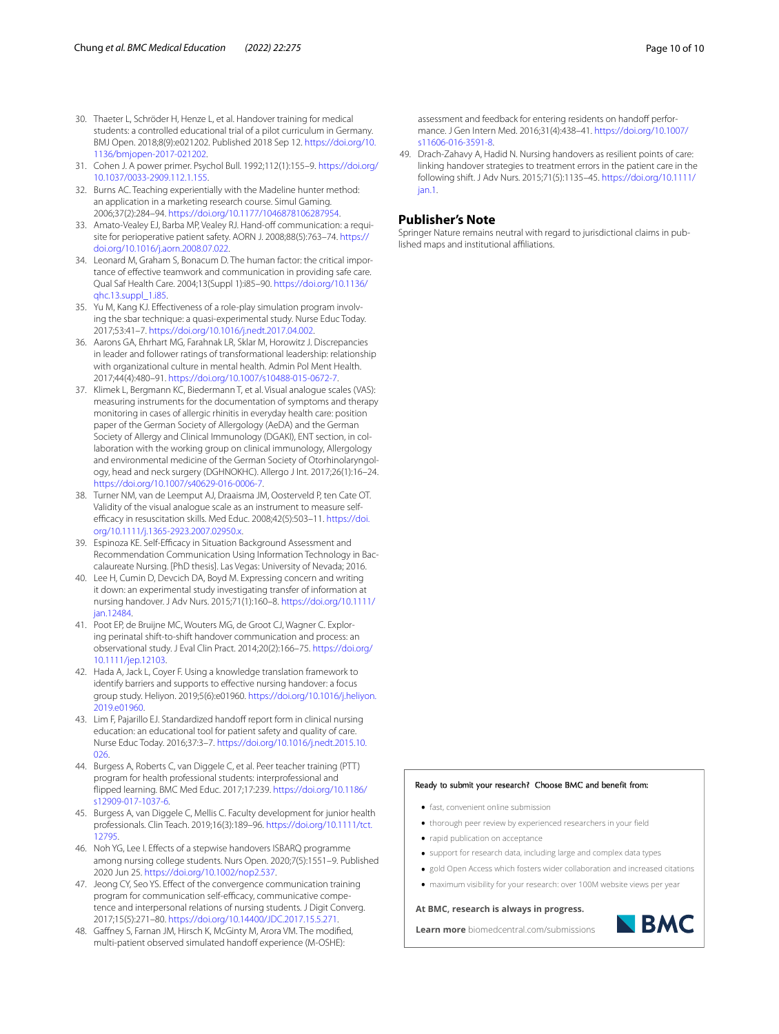30. Thaeter L, Schröder H, Henze L, et al. Handover training for medical students: a controlled educational trial of a pilot curriculum in Germany. BMJ Open. 2018;8(9):e021202. Published 2018 Sep 12. https://doi.org/10.1136/bmjopen-2017-021202.
31. Cohen J. A power primer. Psychol Bull. 1992;112(1):155–9. https://doi.org/10.1037/0033-2909.112.1.155.
32. Burns AC. Teaching experientially with the Madeline hunter method: an application in a marketing research course. Simul Gaming. 2006;37(2):284–94. https://doi.org/10.1177/1046878106287954.
33. Amato-Vealey EJ, Barba MP, Vealey RJ. Hand-off communication: a requisite for perioperative patient safety. AORN J. 2008;88(5):763–74. https://doi.org/10.1016/j.aorn.2008.07.022.
34. Leonard M, Graham S, Bonacum D. The human factor: the critical importance of effective teamwork and communication in providing safe care. Qual Saf Health Care. 2004;13(Suppl 1):i85–90. https://doi.org/10.1136/qhc.13.suppl_1.i85.
35. Yu M, Kang KJ. Effectiveness of a role-play simulation program involving the sbar technique: a quasi-experimental study. Nurse Educ Today. 2017;53:41–7. https://doi.org/10.1016/j.nedt.2017.04.002.
36. Aarons GA, Ehrhart MG, Farahnak LR, Sklar M, Horowitz J. Discrepancies in leader and follower ratings of transformational leadership: relationship with organizational culture in mental health. Admin Pol Ment Health. 2017;44(4):480–91. https://doi.org/10.1007/s10488-015-0672-7.
37. Klimek L, Bergmann KC, Biedermann T, et al. Visual analogue scales (VAS): measuring instruments for the documentation of symptoms and therapy monitoring in cases of allergic rhinitis in everyday health care: position paper of the German Society of Allergology (AeDA) and the German Society of Allergy and Clinical Immunology (DGAKI), ENT section, in collaboration with the working group on clinical immunology, Allergology and environmental medicine of the German Society of Otorhinolaryngology, head and neck surgery (DGHNOKHC). Allergo J Int. 2017;26(1):16–24. https://doi.org/10.1007/s40629-016-0006-7.
38. Turner NM, van de Leemput AJ, Draaisma JM, Oosterveld P, ten Cate OT. Validity of the visual analogue scale as an instrument to measure self-efficacy in resuscitation skills. Med Educ. 2008;42(5):503–11. https://doi.org/10.1111/j.1365-2923.2007.02950.x.
39. Espinoza KE. Self-Efficacy in Situation Background Assessment and Recommendation Communication Using Information Technology in Baccalaureate Nursing. [PhD thesis]. Las Vegas: University of Nevada; 2016.
40. Lee H, Cumin D, Devcich DA, Boyd M. Expressing concern and writing it down: an experimental study investigating transfer of information at nursing handover. J Adv Nurs. 2015;71(1):160–8. https://doi.org/10.1111/jan.12484.
41. Poot EP, de Bruijne MC, Wouters MG, de Groot CJ, Wagner C. Exploring perinatal shift-to-shift handover communication and process: an observational study. J Eval Clin Pract. 2014;20(2):166–75. https://doi.org/10.1111/jep.12103.
42. Hada A, Jack L, Coyer F. Using a knowledge translation framework to identify barriers and supports to effective nursing handover: a focus group study. Heliyon. 2019;5(6):e01960. https://doi.org/10.1016/j.heliyon.2019.e01960.
43. Lim F, Pajarillo EJ. Standardized handoff report form in clinical nursing education: an educational tool for patient safety and quality of care. Nurse Educ Today. 2016;37:3–7. https://doi.org/10.1016/j.nedt.2015.10.026.
44. Burgess A, Roberts C, van Diggele C, et al. Peer teacher training (PTT) program for health professional students: interprofessional and flipped learning. BMC Med Educ. 2017;17:239. https://doi.org/10.1186/s12909-017-1037-6.
45. Burgess A, van Diggele C, Mellis C. Faculty development for junior health professionals. Clin Teach. 2019;16(3):189–96. https://doi.org/10.1111/tct.12795.
46. Noh YG, Lee I. Effects of a stepwise handovers ISBARQ programme among nursing college students. Nurs Open. 2020;7(5):1551–9. Published 2020 Jun 25. https://doi.org/10.1002/nop2.537.
47. Jeong CY, Seo YS. Effect of the convergence communication training program for communication self-efficacy, communicative competence and interpersonal relations of nursing students. J Digit Converg. 2017;15(5):271–80. https://doi.org/10.14400/JDC.2017.15.5.271.
48. Gaffney S, Farnan JM, Hirsch K, McGinty M, Arora VM. The modified, multi-patient observed simulated handoff experience (M-OSHE): assessment and feedback for entering residents on handoff performance. J Gen Intern Med. 2016;31(4):438–41. https://doi.org/10.1007/s11606-016-3591-8.
49. Drach-Zahavy A, Hadid N. Nursing handovers as resilient points of care: linking handover strategies to treatment errors in the patient care in the following shift. J Adv Nurs. 2015;71(5):1135–45. https://doi.org/10.1111/jan.1.

## Publisher's Note

Springer Nature remains neutral with regard to jurisdictional claims in published maps and institutional affiliations.

Ready to submit your research? Choose BMC and benefit from:

- fast, convenient online submission
- thorough peer review by experienced researchers in your field
- rapid publication on acceptance
- support for research data, including large and complex data types
- gold Open Access which fosters wider collaboration and increased citations
- maximum visibility for your research: over 100M website views per year

**At BMC, research is always in progress.**

**Learn more** biomedcentral.com/submissions

BMC